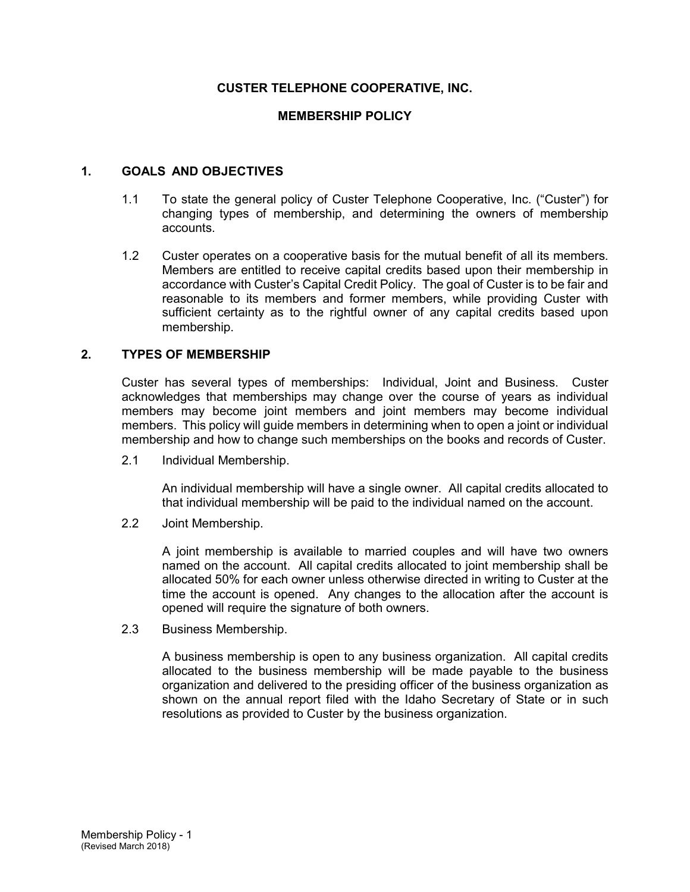# CUSTER TELEPHONE COOPERATIVE, INC.

## MEMBERSHIP POLICY

### 1. GOALS AND OBJECTIVES

1.1 To state the general policy of Custer Telephone Cooperative, Inc. ("Custer") for changing types of membership, and determining the owners of membership accounts.

1.2 Custer operates on a cooperative basis for the mutual benefit of all its members. Members are entitled to receive capital credits based upon their membership in accordance with Custer's Capital Credit Policy. The goal of Custer is to be fair and reasonable to its members and former members, while providing Custer with sufficient certainty as to the rightful owner of any capital credits based upon membership.

### 2. TYPES OF MEMBERSHIP

Custer has several types of memberships: Individual, Joint and Business. Custer acknowledges that memberships may change over the course of years as individual members may become joint members and joint members may become individual members. This policy will guide members in determining when to open a joint or individual membership and how to change such memberships on the books and records of Custer.

2.1 Individual Membership.

An individual membership will have a single owner. All capital credits allocated to that individual membership will be paid to the individual named on the account.

2.2 Joint Membership.

A joint membership is available to married couples and will have two owners named on the account. All capital credits allocated to joint membership shall be allocated 50% for each owner unless otherwise directed in writing to Custer at the time the account is opened. Any changes to the allocation after the account is opened will require the signature of both owners.

2.3 Business Membership.

A business membership is open to any business organization. All capital credits allocated to the business membership will be made payable to the business organization and delivered to the presiding officer of the business organization as shown on the annual report filed with the Idaho Secretary of State or in such resolutions as provided to Custer by the business organization.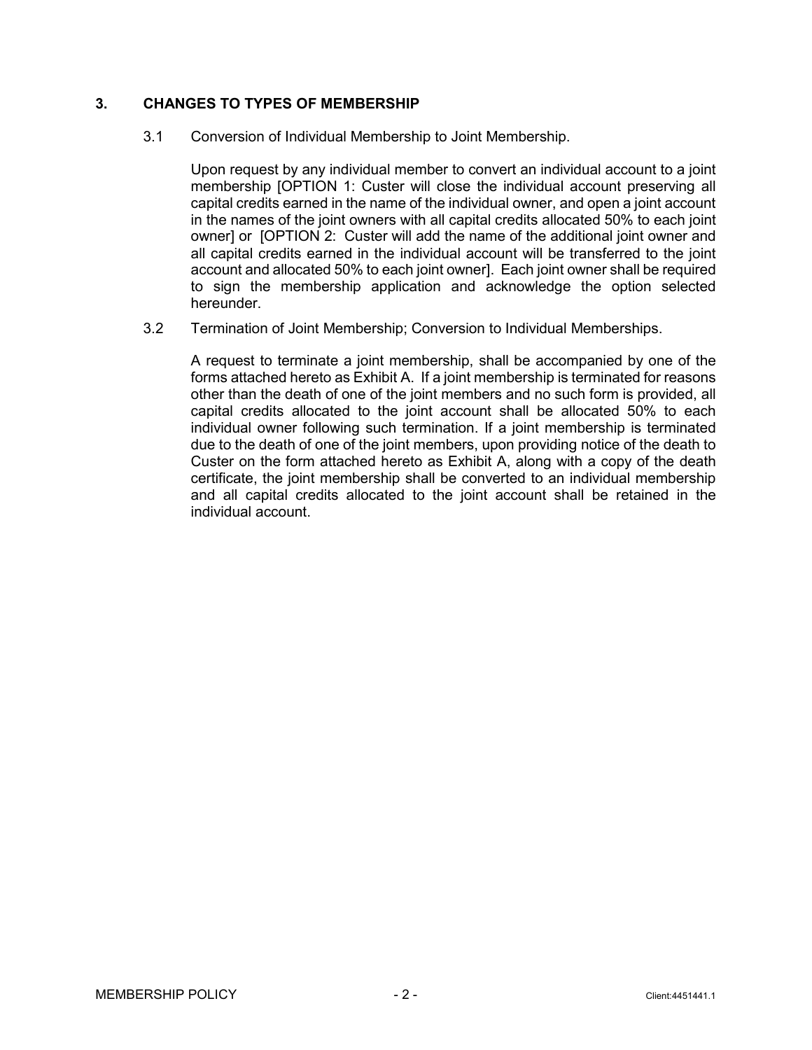## 3. CHANGES TO TYPES OF MEMBERSHIP

3.1 Conversion of Individual Membership to Joint Membership.

Upon request by any individual member to convert an individual account to a joint membership [OPTION 1: Custer will close the individual account preserving all capital credits earned in the name of the individual owner, and open a joint account in the names of the joint owners with all capital credits allocated 50% to each joint owner] or [OPTION 2: Custer will add the name of the additional joint owner and all capital credits earned in the individual account will be transferred to the joint account and allocated 50% to each joint owner]. Each joint owner shall be required to sign the membership application and acknowledge the option selected hereunder.

3.2 Termination of Joint Membership; Conversion to Individual Memberships.

A request to terminate a joint membership, shall be accompanied by one of the forms attached hereto as Exhibit A. If a joint membership is terminated for reasons other than the death of one of the joint members and no such form is provided, all capital credits allocated to the joint account shall be allocated 50% to each individual owner following such termination. If a joint membership is terminated due to the death of one of the joint members, upon providing notice of the death to Custer on the form attached hereto as Exhibit A, along with a copy of the death certificate, the joint membership shall be converted to an individual membership and all capital credits allocated to the joint account shall be retained in the individual account.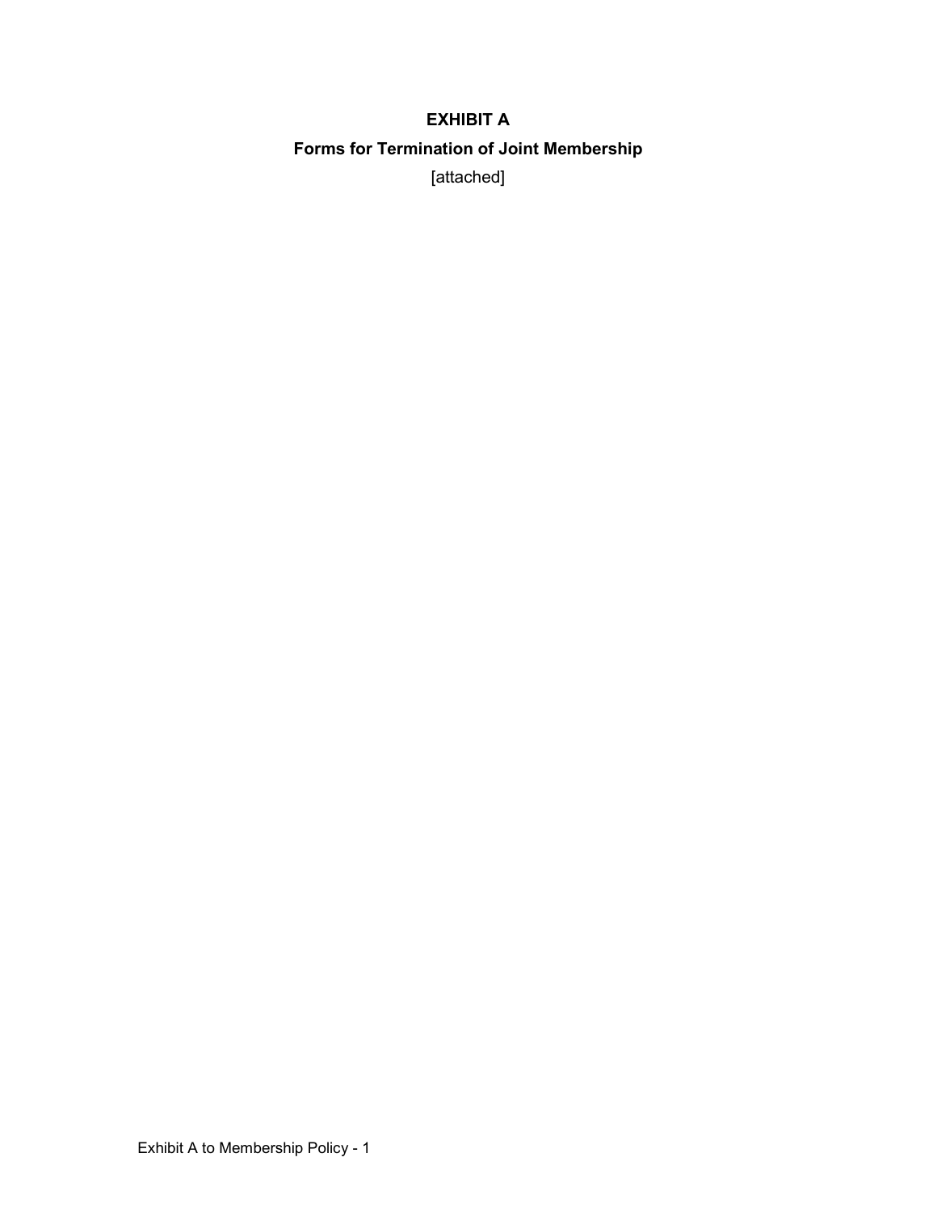# EXHIBIT A

## Forms for Termination of Joint Membership

[attached]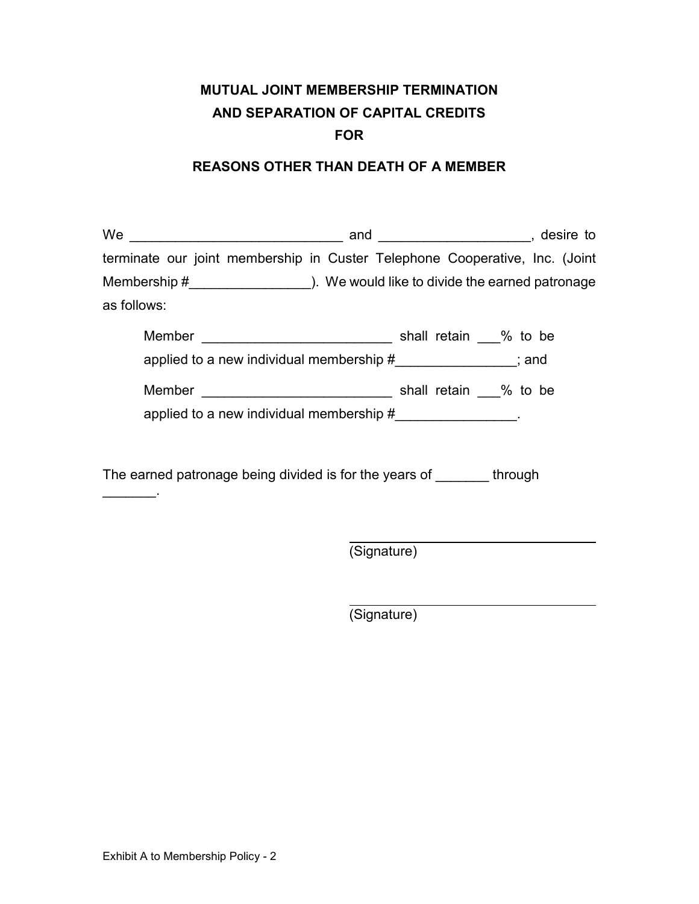**MUTUAL JOINT MEMBERSHIP TERMINATION**
**AND SEPARATION OF CAPITAL CREDITS**
**FOR**

**REASONS OTHER THAN DEATH OF A MEMBER**

We ____________________________ and ___________________, desire to terminate our joint membership in Custer Telephone Cooperative, Inc. (Joint Membership #_______________). We would like to divide the earned patronage as follows:

> Member ________________________ shall retain ___% to be applied to a new individual membership #_______________; and
>
> Member ________________________ shall retain ___% to be applied to a new individual membership #_______________.

The earned patronage being divided is for the years of _______ through _______.

________________________________
(Signature)

________________________________
(Signature)

Exhibit A to Membership Policy - 2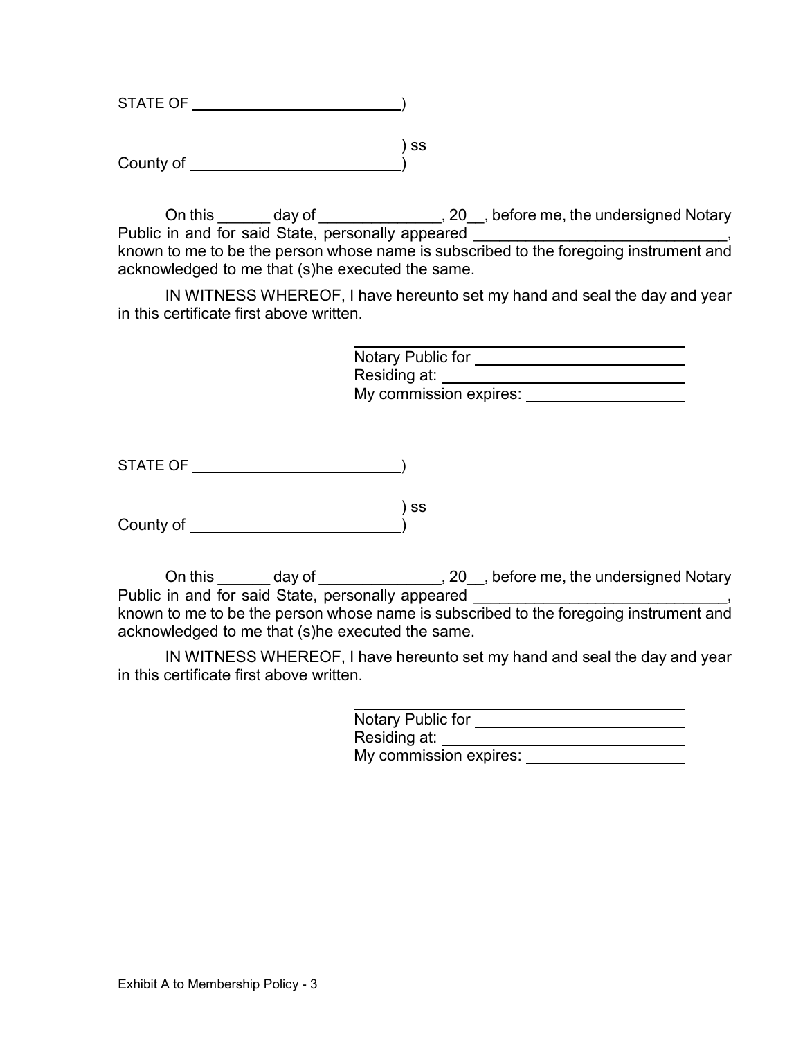STATE OF ______________________)

) ss

County of ______________________)

On this ______ day of ______________, 20__, before me, the undersigned Notary Public in and for said State, personally appeared ______________________________, known to me to be the person whose name is subscribed to the foregoing instrument and acknowledged to me that (s)he executed the same.

IN WITNESS WHEREOF, I have hereunto set my hand and seal the day and year in this certificate first above written.

______________________________
Notary Public for ______________________
Residing at: __________________________
My commission expires: ________________

STATE OF ______________________)

) ss

County of ______________________)

On this ______ day of ______________, 20__, before me, the undersigned Notary Public in and for said State, personally appeared ______________________________, known to me to be the person whose name is subscribed to the foregoing instrument and acknowledged to me that (s)he executed the same.

IN WITNESS WHEREOF, I have hereunto set my hand and seal the day and year in this certificate first above written.

______________________________
Notary Public for ______________________
Residing at: __________________________
My commission expires: ________________

Exhibit A to Membership Policy - 3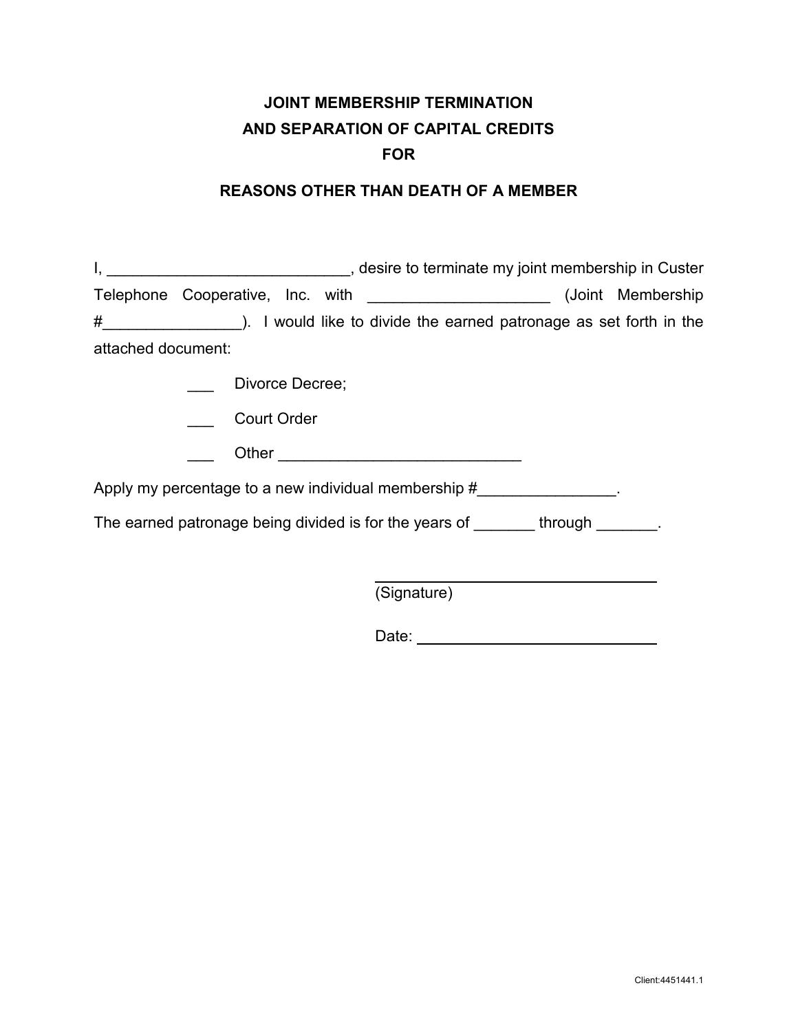# JOINT MEMBERSHIP TERMINATION AND SEPARATION OF CAPITAL CREDITS FOR

## REASONS OTHER THAN DEATH OF A MEMBER

I, ____________________________, desire to terminate my joint membership in Custer Telephone Cooperative, Inc. with _____________________ (Joint Membership #________________). I would like to divide the earned patronage as set forth in the attached document:

___ Divorce Decree;

___ Court Order

___ Other ____________________________

Apply my percentage to a new individual membership #________________.

The earned patronage being divided is for the years of _______ through _______.

______________________________
(Signature)

Date: ________________________

Client:4451441.1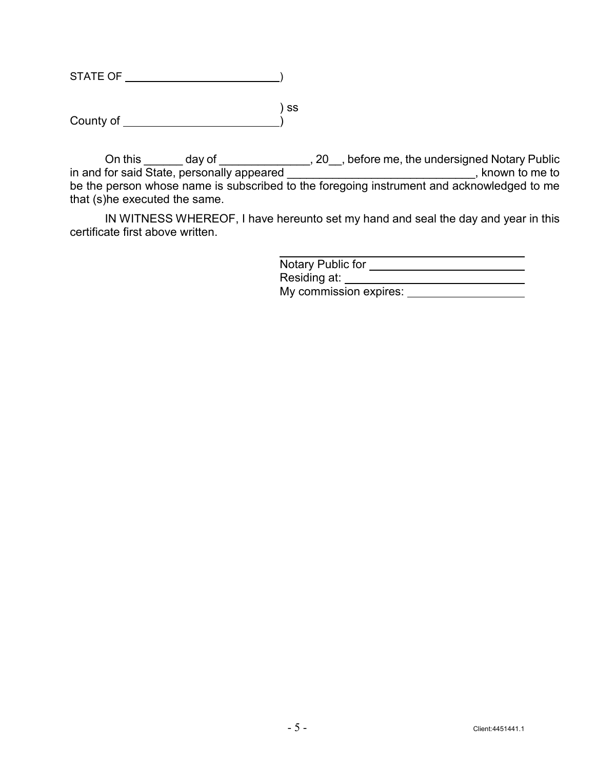STATE OF ________________________)

) ss

County of ________________________)

On this ______ day of ______________, 20__, before me, the undersigned Notary Public in and for said State, personally appeared _____________________________, known to me to be the person whose name is subscribed to the foregoing instrument and acknowledged to me that (s)he executed the same.

IN WITNESS WHEREOF, I have hereunto set my hand and seal the day and year in this certificate first above written.

_______________________________________
Notary Public for ________________________
Residing at: ____________________________
My commission expires: __________________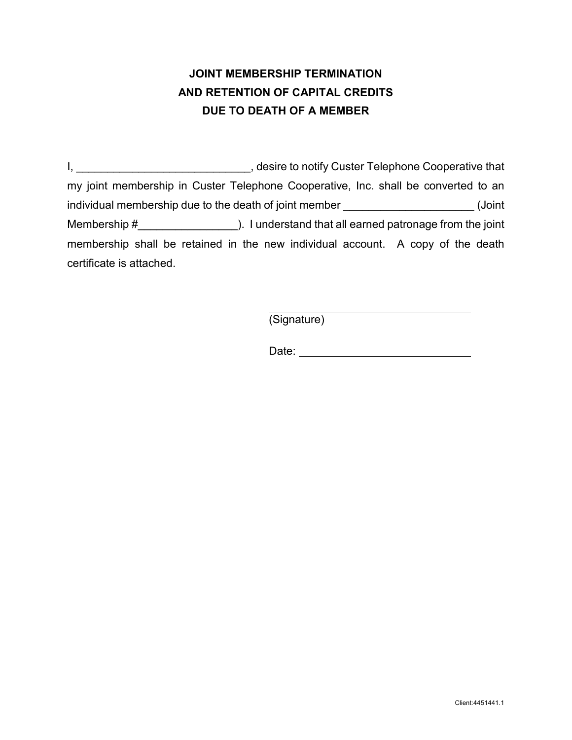# JOINT MEMBERSHIP TERMINATION
# AND RETENTION OF CAPITAL CREDITS
# DUE TO DEATH OF A MEMBER

I, ____________________________, desire to notify Custer Telephone Cooperative that my joint membership in Custer Telephone Cooperative, Inc. shall be converted to an individual membership due to the death of joint member _____________________ (Joint Membership #________________). I understand that all earned patronage from the joint membership shall be retained in the new individual account. A copy of the death certificate is attached.

______________________________
(Signature)

Date: ____________________________

Client:4451441.1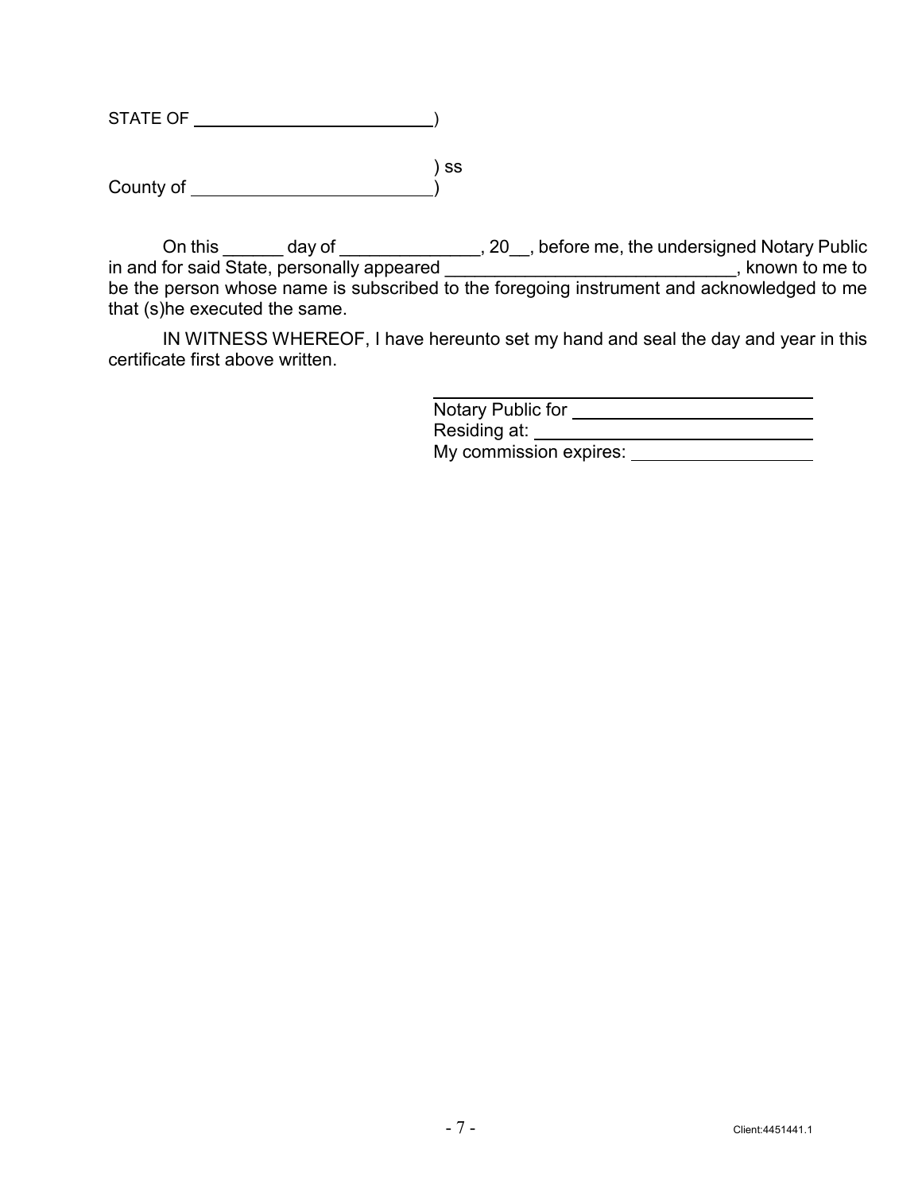STATE OF ___________________________)

) ss

County of __________________________)

On this ______ day of ______________, 20__, before me, the undersigned Notary Public in and for said State, personally appeared _____________________________, known to me to be the person whose name is subscribed to the foregoing instrument and acknowledged to me that (s)he executed the same.

IN WITNESS WHEREOF, I have hereunto set my hand and seal the day and year in this certificate first above written.

______________________________________

Notary Public for ____________________

Residing at: _________________________

My commission expires: _______________

Client:4451441.1